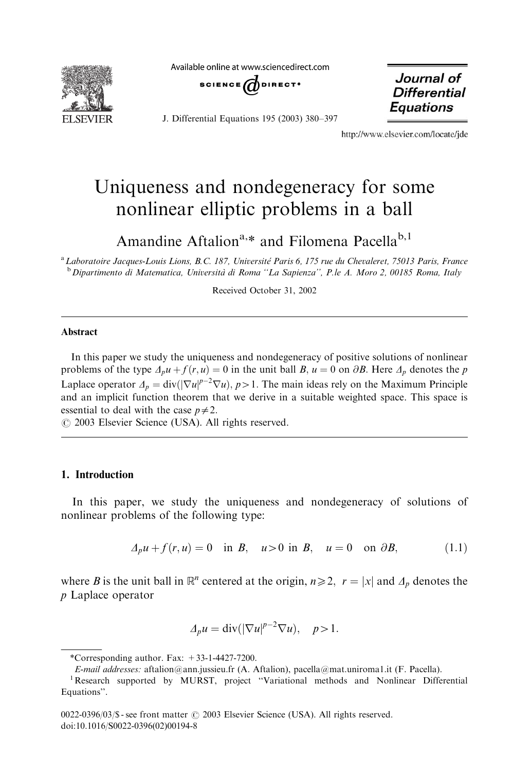# Uniqueness and nondegeneracy for some nonlinear elliptic problems in a ball

Amandine Aftalion[a,*] and Filomena Pacella[b,1]

[a] *Laboratoire Jacques-Louis Lions, B.C. 187, Université Paris 6, 175 rue du Chevaleret, 75013 Paris, France*

[b] *Dipartimento di Matematica, Università di Roma "La Sapienza", P.le A. Moro 2, 00185 Roma, Italy*

Received October 31, 2002

## Abstract

In this paper we study the uniqueness and nondegeneracy of positive solutions of nonlinear problems of the type $\Delta_p u + f(r,u) = 0$ in the unit ball $B$, $u = 0$ on $\partial B$. Here $\Delta_p$ denotes the $p$ Laplace operator $\Delta_p = \mathrm{div}(|\nabla u|^{p-2}\nabla u)$, $p > 1$. The main ideas rely on the Maximum Principle and an implicit function theorem that we derive in a suitable weighted space. This space is essential to deal with the case $p \neq 2$.

© 2003 Elsevier Science (USA). All rights reserved.

## 1. Introduction

In this paper, we study the uniqueness and nondegeneracy of solutions of nonlinear problems of the following type:

$$\Delta_p u + f(r,u) = 0 \quad \text{in } B, \quad u > 0 \text{ in } B, \quad u = 0 \quad \text{on } \partial B, \tag{1.1}$$

where $B$ is the unit ball in $\mathbb{R}^n$ centered at the origin, $n \geqslant 2$, $r = |x|$ and $\Delta_p$ denotes the $p$ Laplace operator

$$\Delta_p u = \mathrm{div}(|\nabla u|^{p-2}\nabla u), \quad p > 1.$$

---

*Corresponding author. Fax: +33-1-4427-7200.

*E-mail addresses:* aftalion@ann.jussieu.fr (A. Aftalion), pacella@mat.uniroma1.it (F. Pacella).

[1] Research supported by MURST, project "Variational methods and Nonlinear Differential Equations".

0022-0396/03/$ - see front matter © 2003 Elsevier Science (USA). All rights reserved.
doi:10.1016/S0022-0396(02)00194-8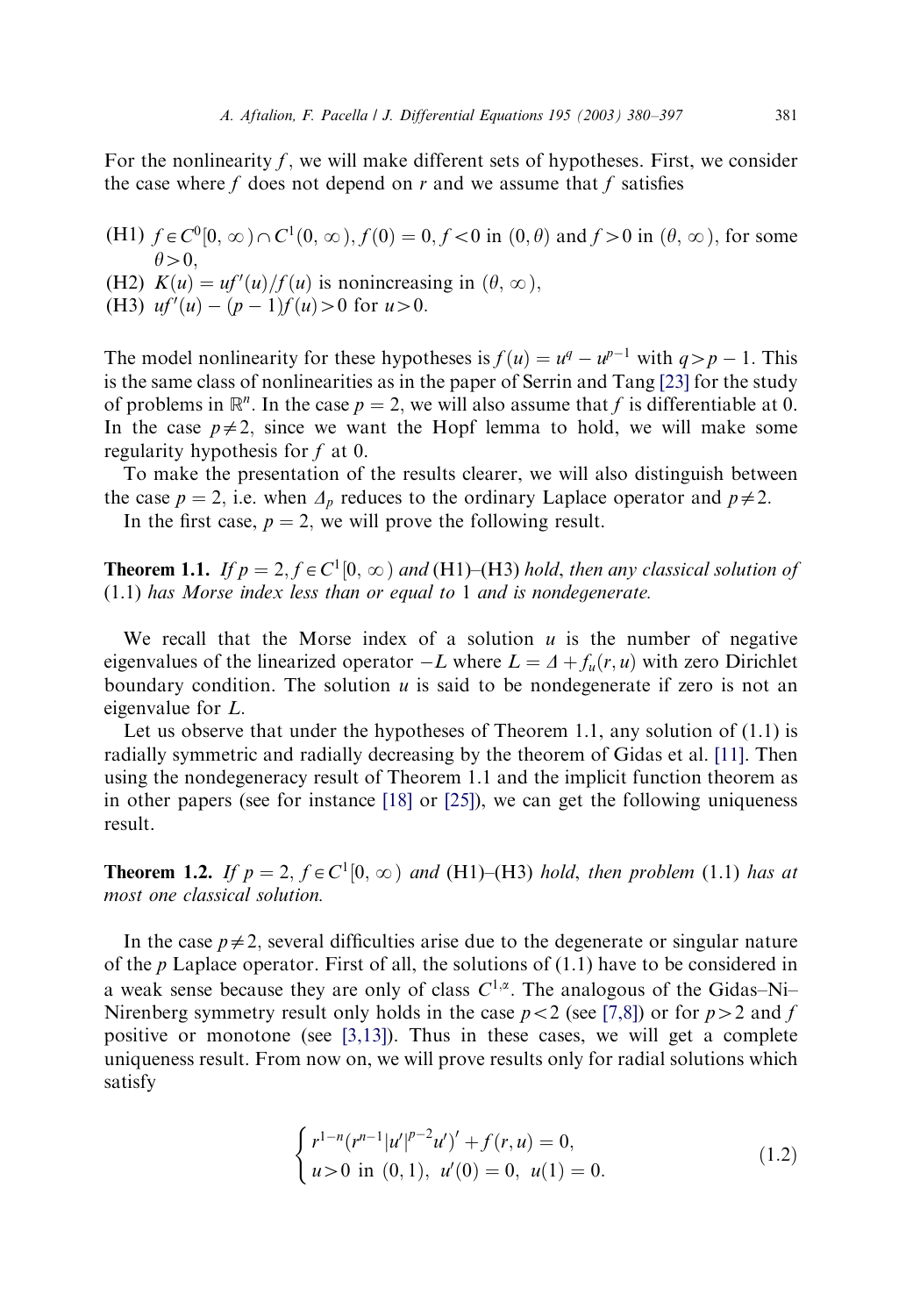For the nonlinearity $f$, we will make different sets of hypotheses. First, we consider the case where $f$ does not depend on $r$ and we assume that $f$ satisfies

(H1) $f \in C^0[0,\infty) \cap C^1(0,\infty)$, $f(0) = 0$, $f < 0$ in $(0, \theta)$ and $f > 0$ in $(\theta, \infty)$, for some $\theta > 0$,

(H2) $K(u) = uf'(u)/f(u)$ is nonincreasing in $(\theta, \infty)$,

(H3) $uf'(u) - (p-1)f(u) > 0$ for $u > 0$.

The model nonlinearity for these hypotheses is $f(u) = u^q - u^{p-1}$ with $q > p-1$. This is the same class of nonlinearities as in the paper of Serrin and Tang [23] for the study of problems in $\mathbb{R}^n$. In the case $p = 2$, we will also assume that $f$ is differentiable at 0. In the case $p \neq 2$, since we want the Hopf lemma to hold, we will make some regularity hypothesis for $f$ at 0.

To make the presentation of the results clearer, we will also distinguish between the case $p = 2$, i.e. when $\Delta_p$ reduces to the ordinary Laplace operator and $p \neq 2$.

In the first case, $p = 2$, we will prove the following result.

**Theorem 1.1.** *If $p = 2$, $f \in C^1[0,\infty)$ and* (H1)–(H3) *hold, then any classical solution of* (1.1) *has Morse index less than or equal to* 1 *and is nondegenerate.*

We recall that the Morse index of a solution $u$ is the number of negative eigenvalues of the linearized operator $-L$ where $L = \Delta + f_u(r,u)$ with zero Dirichlet boundary condition. The solution $u$ is said to be nondegenerate if zero is not an eigenvalue for $L$.

Let us observe that under the hypotheses of Theorem 1.1, any solution of (1.1) is radially symmetric and radially decreasing by the theorem of Gidas et al. [11]. Then using the nondegeneracy result of Theorem 1.1 and the implicit function theorem as in other papers (see for instance [18] or [25]), we can get the following uniqueness result.

**Theorem 1.2.** *If $p = 2$, $f \in C^1[0,\infty)$ and* (H1)–(H3) *hold, then problem* (1.1) *has at most one classical solution.*

In the case $p \neq 2$, several difficulties arise due to the degenerate or singular nature of the $p$ Laplace operator. First of all, the solutions of (1.1) have to be considered in a weak sense because they are only of class $C^{1,\alpha}$. The analogous of the Gidas–Ni–Nirenberg symmetry result only holds in the case $p < 2$ (see [7,8]) or for $p > 2$ and $f$ positive or monotone (see [3,13]). Thus in these cases, we will get a complete uniqueness result. From now on, we will prove results only for radial solutions which satisfy

$$
\begin{cases}
r^{1-n}(r^{n-1}|u'|^{p-2}u')' + f(r,u) = 0, \\
u > 0 \text{ in } (0,1),\ u'(0) = 0,\ u(1) = 0.
\end{cases}
\tag{1.2}
$$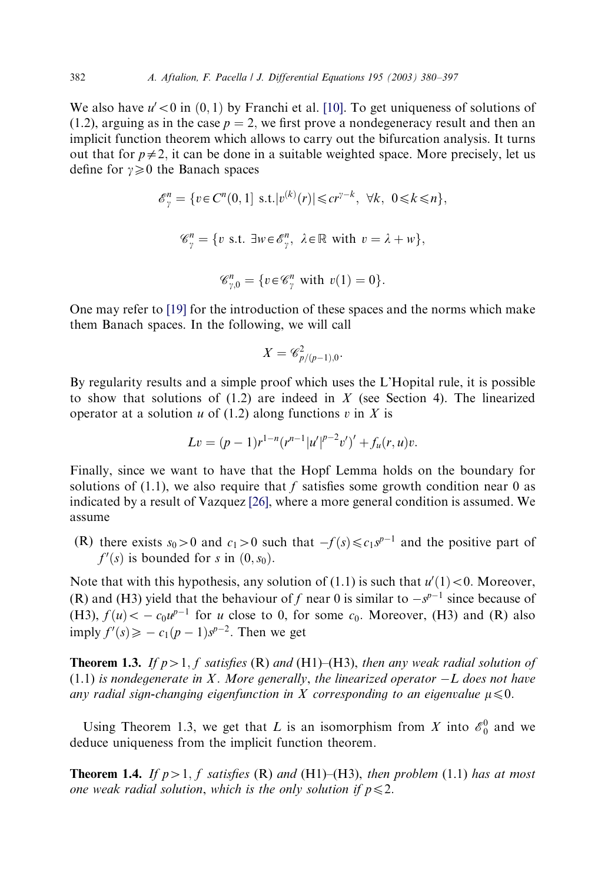We also have $u' < 0$ in $(0,1)$ by Franchi et al. [10]. To get uniqueness of solutions of (1.2), arguing as in the case $p = 2$, we first prove a nondegeneracy result and then an implicit function theorem which allows to carry out the bifurcation analysis. It turns out that for $p \neq 2$, it can be done in a suitable weighted space. More precisely, let us define for $\gamma \geqslant 0$ the Banach spaces

$$\mathscr{E}^n_\gamma = \{v \in C^n(0,1] \text{ s.t.} |v^{(k)}(r)| \leqslant c r^{\gamma - k}, \ \forall k, \ 0 \leqslant k \leqslant n\},$$

$$\mathscr{C}^n_\gamma = \{v \text{ s.t. } \exists w \in \mathscr{E}^n_\gamma, \ \lambda \in \mathbb{R} \text{ with } v = \lambda + w\},$$

$$\mathscr{C}^n_{\gamma,0} = \{v \in \mathscr{C}^n_\gamma \text{ with } v(1) = 0\}.$$

One may refer to [19] for the introduction of these spaces and the norms which make them Banach spaces. In the following, we will call

$$X = \mathscr{C}^2_{p/(p-1),0}.$$

By regularity results and a simple proof which uses the L'Hopital rule, it is possible to show that solutions of (1.2) are indeed in $X$ (see Section 4). The linearized operator at a solution $u$ of (1.2) along functions $v$ in $X$ is

$$Lv = (p-1) r^{1-n} (r^{n-1} |u'|^{p-2} v')' + f_u(r,u) v.$$

Finally, since we want to have that the Hopf Lemma holds on the boundary for solutions of (1.1), we also require that $f$ satisfies some growth condition near 0 as indicated by a result of Vazquez [26], where a more general condition is assumed. We assume

(R) there exists $s_0 > 0$ and $c_1 > 0$ such that $-f(s) \leqslant c_1 s^{p-1}$ and the positive part of $f'(s)$ is bounded for $s$ in $(0, s_0)$.

Note that with this hypothesis, any solution of (1.1) is such that $u'(1) < 0$. Moreover, (R) and (H3) yield that the behaviour of $f$ near 0 is similar to $-s^{p-1}$ since because of (H3), $f(u) < -c_0 u^{p-1}$ for $u$ close to 0, for some $c_0$. Moreover, (H3) and (R) also imply $f'(s) \geqslant -c_1 (p-1) s^{p-2}$. Then we get

**Theorem 1.3.** *If $p > 1$, $f$ satisfies* (R) *and* (H1)–(H3), *then any weak radial solution of* (1.1) *is nondegenerate in $X$. More generally, the linearized operator $-L$ does not have any radial sign-changing eigenfunction in $X$ corresponding to an eigenvalue $\mu \leqslant 0$.*

Using Theorem 1.3, we get that $L$ is an isomorphism from $X$ into $\mathscr{E}^0_0$ and we deduce uniqueness from the implicit function theorem.

**Theorem 1.4.** *If $p > 1$, $f$ satisfies* (R) *and* (H1)–(H3), *then problem* (1.1) *has at most one weak radial solution, which is the only solution if $p \leqslant 2$.*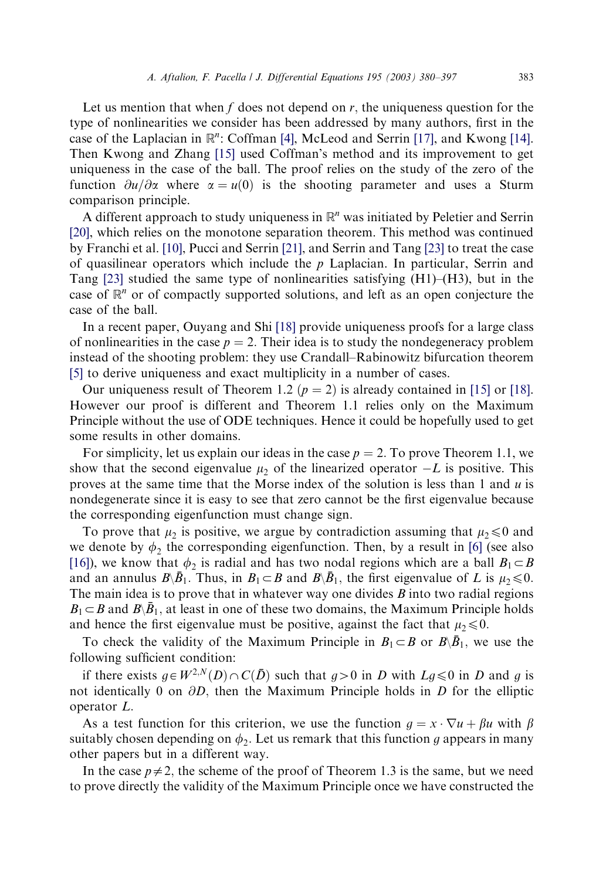Let us mention that when $f$ does not depend on $r$, the uniqueness question for the type of nonlinearities we consider has been addressed by many authors, first in the case of the Laplacian in $\mathbb{R}^n$: Coffman [4], McLeod and Serrin [17], and Kwong [14]. Then Kwong and Zhang [15] used Coffman's method and its improvement to get uniqueness in the case of the ball. The proof relies on the study of the zero of the function $\partial u/\partial \alpha$ where $\alpha = u(0)$ is the shooting parameter and uses a Sturm comparison principle.

A different approach to study uniqueness in $\mathbb{R}^n$ was initiated by Peletier and Serrin [20], which relies on the monotone separation theorem. This method was continued by Franchi et al. [10], Pucci and Serrin [21], and Serrin and Tang [23] to treat the case of quasilinear operators which include the $p$ Laplacian. In particular, Serrin and Tang [23] studied the same type of nonlinearities satisfying (H1)–(H3), but in the case of $\mathbb{R}^n$ or of compactly supported solutions, and left as an open conjecture the case of the ball.

In a recent paper, Ouyang and Shi [18] provide uniqueness proofs for a large class of nonlinearities in the case $p = 2$. Their idea is to study the nondegeneracy problem instead of the shooting problem: they use Crandall–Rabinowitz bifurcation theorem [5] to derive uniqueness and exact multiplicity in a number of cases.

Our uniqueness result of Theorem 1.2 ($p = 2$) is already contained in [15] or [18]. However our proof is different and Theorem 1.1 relies only on the Maximum Principle without the use of ODE techniques. Hence it could be hopefully used to get some results in other domains.

For simplicity, let us explain our ideas in the case $p = 2$. To prove Theorem 1.1, we show that the second eigenvalue $\mu_2$ of the linearized operator $-L$ is positive. This proves at the same time that the Morse index of the solution is less than 1 and $u$ is nondegenerate since it is easy to see that zero cannot be the first eigenvalue because the corresponding eigenfunction must change sign.

To prove that $\mu_2$ is positive, we argue by contradiction assuming that $\mu_2 \leqslant 0$ and we denote by $\phi_2$ the corresponding eigenfunction. Then, by a result in [6] (see also [16]), we know that $\phi_2$ is radial and has two nodal regions which are a ball $B_1 \subset B$ and an annulus $B \backslash \bar{B}_1$. Thus, in $B_1 \subset B$ and $B \backslash \bar{B}_1$, the first eigenvalue of $L$ is $\mu_2 \leqslant 0$. The main idea is to prove that in whatever way one divides $B$ into two radial regions $B_1 \subset B$ and $B \backslash \bar{B}_1$, at least in one of these two domains, the Maximum Principle holds and hence the first eigenvalue must be positive, against the fact that $\mu_2 \leqslant 0$.

To check the validity of the Maximum Principle in $B_1 \subset B$ or $B \backslash \bar{B}_1$, we use the following sufficient condition:

if there exists $g \in W^{2,N}(D) \cap C(\bar{D})$ such that $g > 0$ in $D$ with $Lg \leqslant 0$ in $D$ and $g$ is not identically 0 on $\partial D$, then the Maximum Principle holds in $D$ for the elliptic operator $L$.

As a test function for this criterion, we use the function $g = x \cdot \nabla u + \beta u$ with $\beta$ suitably chosen depending on $\phi_2$. Let us remark that this function $g$ appears in many other papers but in a different way.

In the case $p \neq 2$, the scheme of the proof of Theorem 1.3 is the same, but we need to prove directly the validity of the Maximum Principle once we have constructed the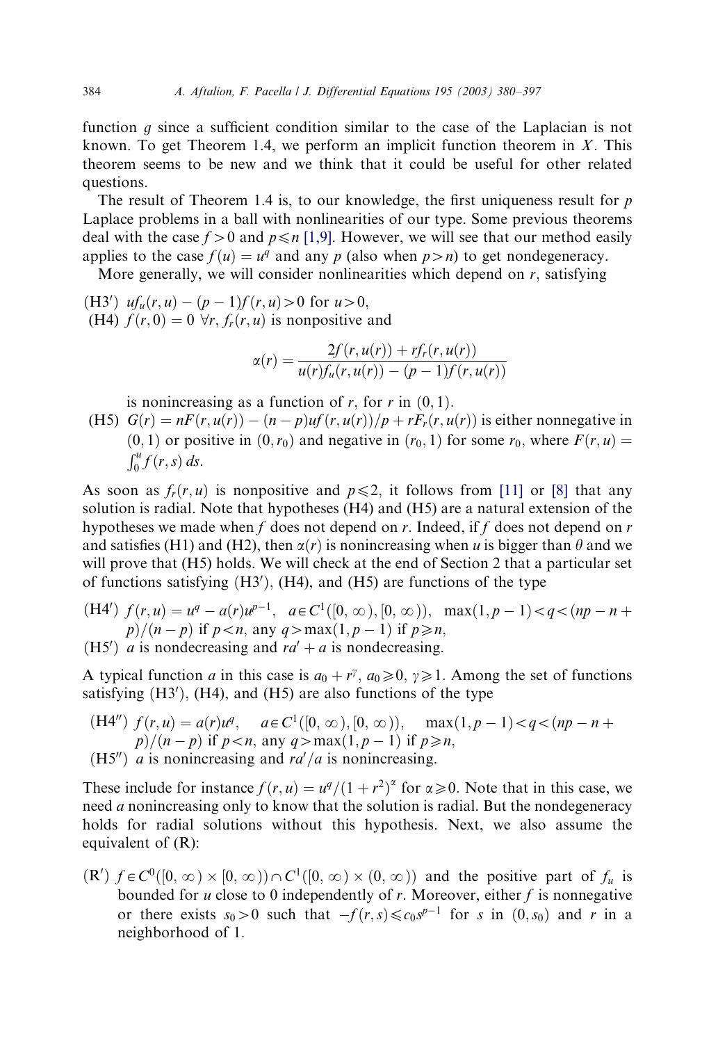function $g$ since a sufficient condition similar to the case of the Laplacian is not known. To get Theorem 1.4, we perform an implicit function theorem in $X$. This theorem seems to be new and we think that it could be useful for other related questions.

The result of Theorem 1.4 is, to our knowledge, the first uniqueness result for $p$ Laplace problems in a ball with nonlinearities of our type. Some previous theorems deal with the case $f>0$ and $p\leqslant n$ [1,9]. However, we will see that our method easily applies to the case $f(u)=u^q$ and any $p$ (also when $p>n$) to get nondegeneracy.

More generally, we will consider nonlinearities which depend on $r$, satisfying

(H3′) $uf_u(r,u)-(p-1)f(r,u)>0$ for $u>0$,

(H4) $f(r,0)=0$ $\forall r$, $f_r(r,u)$ is nonpositive and

$$\alpha(r)=\frac{2f(r,u(r))+rf_r(r,u(r))}{u(r)f_u(r,u(r))-(p-1)f(r,u(r))}$$

is nonincreasing as a function of $r$, for $r$ in $(0,1)$.

(H5) $G(r)=nF(r,u(r))-(n-p)uf(r,u(r))/p+rF_r(r,u(r))$ is either nonnegative in $(0,1)$ or positive in $(0,r_0)$ and negative in $(r_0,1)$ for some $r_0$, where $F(r,u)=\int_0^u f(r,s)\,ds$.

As soon as $f_r(r,u)$ is nonpositive and $p\leqslant 2$, it follows from [11] or [8] that any solution is radial. Note that hypotheses (H4) and (H5) are a natural extension of the hypotheses we made when $f$ does not depend on $r$. Indeed, if $f$ does not depend on $r$ and satisfies (H1) and (H2), then $\alpha(r)$ is nonincreasing when $u$ is bigger than $\theta$ and we will prove that (H5) holds. We will check at the end of Section 2 that a particular set of functions satisfying (H3′), (H4), and (H5) are functions of the type

(H4′) $f(r,u)=u^q-a(r)u^{p-1}$, $a\in C^1([0,\infty),[0,\infty))$, $\max(1,p-1)<q<(np-n+p)/(n-p)$ if $p<n$, any $q>\max(1,p-1)$ if $p\geqslant n$,

(H5′) $a$ is nondecreasing and $ra'+a$ is nondecreasing.

A typical function $a$ in this case is $a_0+r^\gamma$, $a_0\geqslant 0$, $\gamma\geqslant 1$. Among the set of functions satisfying (H3′), (H4), and (H5) are also functions of the type

(H4″) $f(r,u)=a(r)u^q$, $a\in C^1([0,\infty),[0,\infty))$, $\max(1,p-1)<q<(np-n+p)/(n-p)$ if $p<n$, any $q>\max(1,p-1)$ if $p\geqslant n$,

(H5″) $a$ is nonincreasing and $ra'/a$ is nonincreasing.

These include for instance $f(r,u)=u^q/(1+r^2)^\alpha$ for $\alpha\geqslant 0$. Note that in this case, we need $a$ nonincreasing only to know that the solution is radial. But the nondegeneracy holds for radial solutions without this hypothesis. Next, we also assume the equivalent of (R):

(R′) $f\in C^0([0,\infty)\times[0,\infty))\cap C^1([0,\infty)\times(0,\infty))$ and the positive part of $f_u$ is bounded for $u$ close to 0 independently of $r$. Moreover, either $f$ is nonnegative or there exists $s_0>0$ such that $-f(r,s)\leqslant c_0 s^{p-1}$ for $s$ in $(0,s_0)$ and $r$ in a neighborhood of 1.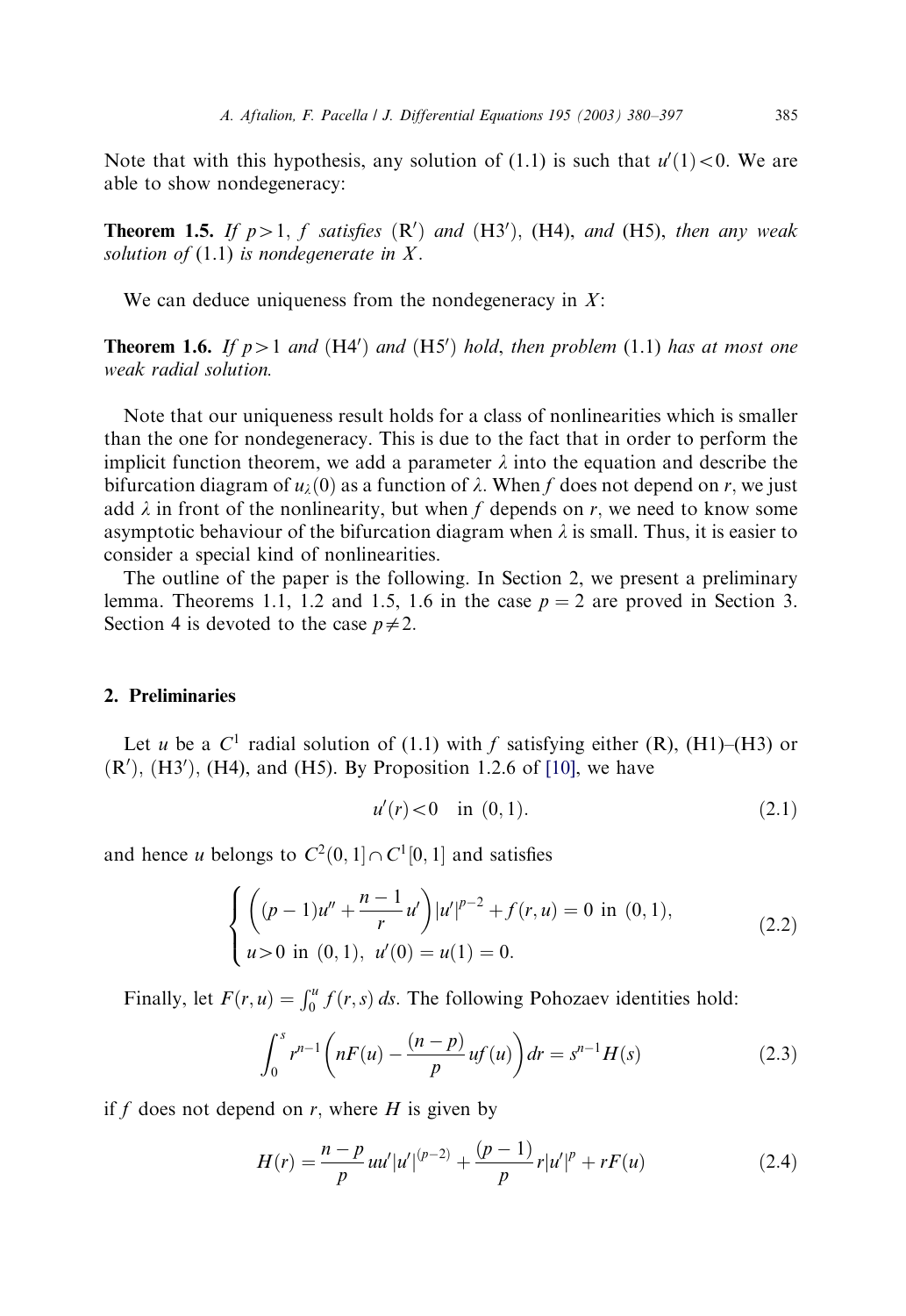Note that with this hypothesis, any solution of (1.1) is such that $u'(1) < 0$. We are able to show nondegeneracy:

**Theorem 1.5.** *If $p > 1$, $f$ satisfies* (R$'$) *and* (H3$'$), (H4), *and* (H5), *then any weak solution of* (1.1) *is nondegenerate in $X$.*

We can deduce uniqueness from the nondegeneracy in $X$:

**Theorem 1.6.** *If $p > 1$ and* (H4$'$) *and* (H5$'$) *hold, then problem* (1.1) *has at most one weak radial solution.*

Note that our uniqueness result holds for a class of nonlinearities which is smaller than the one for nondegeneracy. This is due to the fact that in order to perform the implicit function theorem, we add a parameter $\lambda$ into the equation and describe the bifurcation diagram of $u_\lambda(0)$ as a function of $\lambda$. When $f$ does not depend on $r$, we just add $\lambda$ in front of the nonlinearity, but when $f$ depends on $r$, we need to know some asymptotic behaviour of the bifurcation diagram when $\lambda$ is small. Thus, it is easier to consider a special kind of nonlinearities.

The outline of the paper is the following. In Section 2, we present a preliminary lemma. Theorems 1.1, 1.2 and 1.5, 1.6 in the case $p = 2$ are proved in Section 3. Section 4 is devoted to the case $p \neq 2$.

## 2. Preliminaries

Let $u$ be a $C^1$ radial solution of (1.1) with $f$ satisfying either (R), (H1)–(H3) or (R$'$), (H3$'$), (H4), and (H5). By Proposition 1.2.6 of [10], we have

$$u'(r) < 0 \quad \text{in } (0,1). \tag{2.1}$$

and hence $u$ belongs to $C^2(0,1] \cap C^1[0,1]$ and satisfies

$$\begin{cases} \left((p-1)u'' + \dfrac{n-1}{r}u'\right)|u'|^{p-2} + f(r,u) = 0 \text{ in } (0,1), \\ u > 0 \text{ in } (0,1), \ u'(0) = u(1) = 0. \end{cases} \tag{2.2}$$

Finally, let $F(r,u) = \int_0^u f(r,s)\,ds$. The following Pohozaev identities hold:

$$\int_0^s r^{n-1}\left(nF(u) - \frac{(n-p)}{p}uf(u)\right)dr = s^{n-1}H(s) \tag{2.3}$$

if $f$ does not depend on $r$, where $H$ is given by

$$H(r) = \frac{n-p}{p}uu'|u'|^{(p-2)} + \frac{(p-1)}{p}r|u'|^p + rF(u) \tag{2.4}$$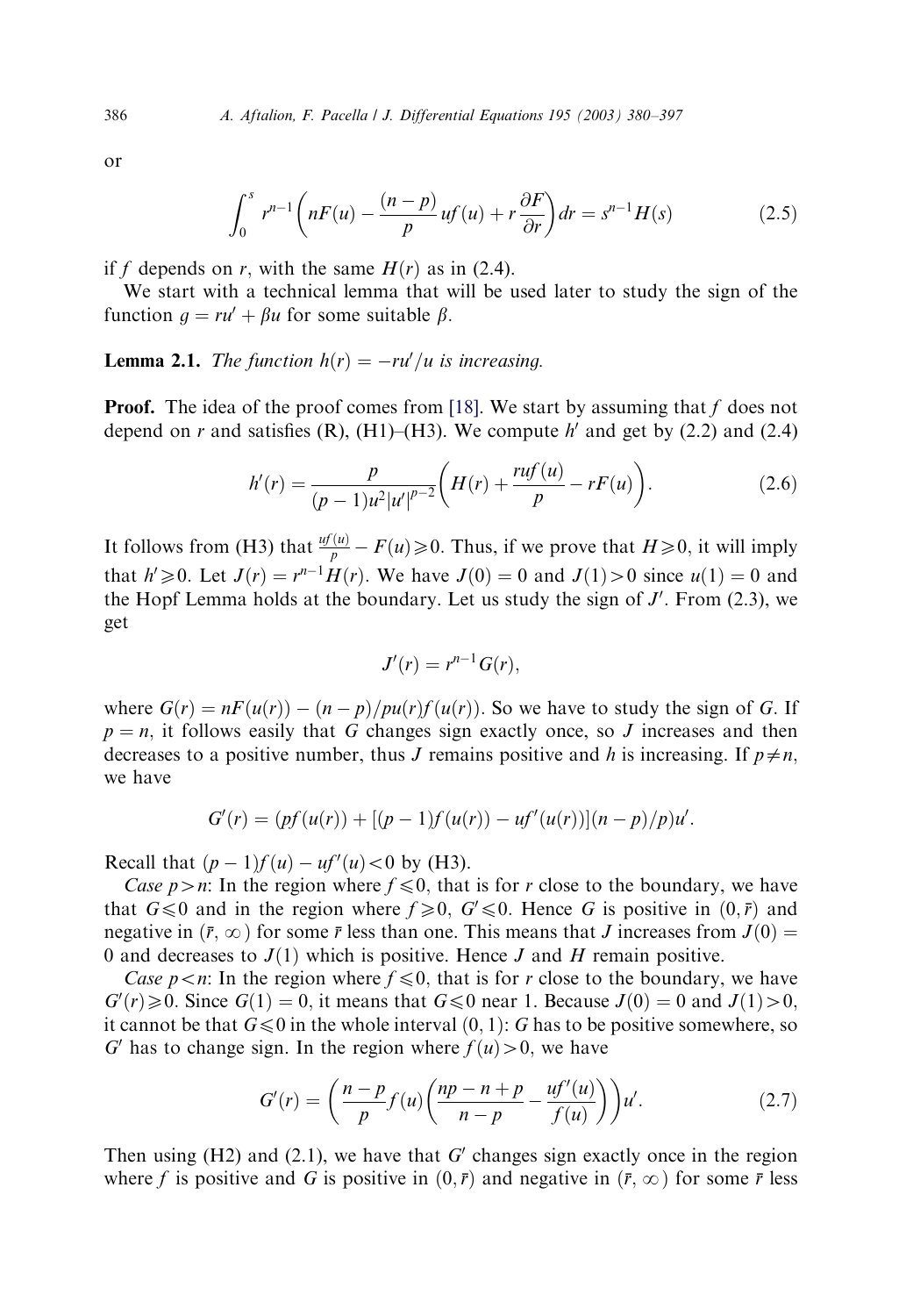or

$$\int_0^s r^{n-1}\left(nF(u) - \frac{(n-p)}{p}uf(u) + r\frac{\partial F}{\partial r}\right)dr = s^{n-1}H(s) \tag{2.5}$$

if $f$ depends on $r$, with the same $H(r)$ as in (2.4).

We start with a technical lemma that will be used later to study the sign of the function $g = ru' + \beta u$ for some suitable $\beta$.

**Lemma 2.1.** *The function* $h(r) = -ru'/u$ *is increasing.*

**Proof.** The idea of the proof comes from [18]. We start by assuming that $f$ does not depend on $r$ and satisfies (R), (H1)–(H3). We compute $h'$ and get by (2.2) and (2.4)

$$h'(r) = \frac{p}{(p-1)u^2|u'|^{p-2}}\left(H(r) + \frac{ruf(u)}{p} - rF(u)\right). \tag{2.6}$$

It follows from (H3) that $\frac{uf(u)}{p} - F(u) \geqslant 0$. Thus, if we prove that $H \geqslant 0$, it will imply that $h' \geqslant 0$. Let $J(r) = r^{n-1}H(r)$. We have $J(0) = 0$ and $J(1) > 0$ since $u(1) = 0$ and the Hopf Lemma holds at the boundary. Let us study the sign of $J'$. From (2.3), we get

$$J'(r) = r^{n-1}G(r),$$

where $G(r) = nF(u(r)) - (n-p)/pu(r)f(u(r))$. So we have to study the sign of $G$. If $p = n$, it follows easily that $G$ changes sign exactly once, so $J$ increases and then decreases to a positive number, thus $J$ remains positive and $h$ is increasing. If $p \neq n$, we have

$$G'(r) = (pf(u(r)) + [(p-1)f(u(r)) - uf'(u(r))](n-p)/p)u'.$$

Recall that $(p-1)f(u) - uf'(u) < 0$ by (H3).

*Case* $p > n$: In the region where $f \leqslant 0$, that is for $r$ close to the boundary, we have that $G \leqslant 0$ and in the region where $f \geqslant 0$, $G' \leqslant 0$. Hence $G$ is positive in $(0, \bar{r})$ and negative in $(\bar{r}, \infty)$ for some $\bar{r}$ less than one. This means that $J$ increases from $J(0) = 0$ and decreases to $J(1)$ which is positive. Hence $J$ and $H$ remain positive.

*Case* $p < n$: In the region where $f \leqslant 0$, that is for $r$ close to the boundary, we have $G'(r) \geqslant 0$. Since $G(1) = 0$, it means that $G \leqslant 0$ near 1. Because $J(0) = 0$ and $J(1) > 0$, it cannot be that $G \leqslant 0$ in the whole interval $(0, 1)$: $G$ has to be positive somewhere, so $G'$ has to change sign. In the region where $f(u) > 0$, we have

$$G'(r) = \left(\frac{n-p}{p}f(u)\left(\frac{np-n+p}{n-p} - \frac{uf'(u)}{f(u)}\right)\right)u'. \tag{2.7}$$

Then using (H2) and (2.1), we have that $G'$ changes sign exactly once in the region where $f$ is positive and $G$ is positive in $(0, \bar{r})$ and negative in $(\bar{r}, \infty)$ for some $\bar{r}$ less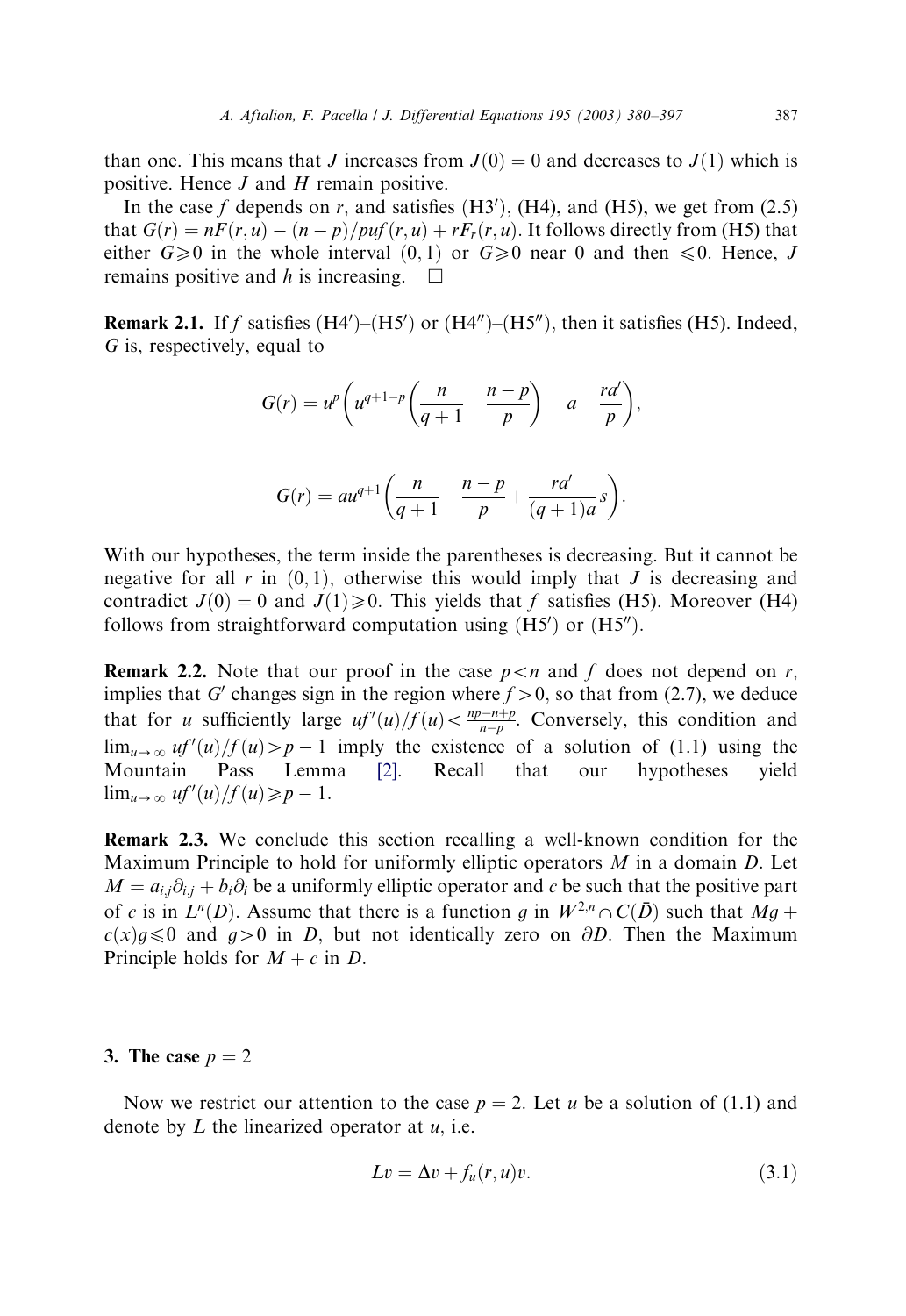than one. This means that $J$ increases from $J(0) = 0$ and decreases to $J(1)$ which is positive. Hence $J$ and $H$ remain positive.

In the case $f$ depends on $r$, and satisfies (H3′), (H4), and (H5), we get from (2.5) that $G(r) = nF(r,u) - (n-p)/puf(r,u) + rF_r(r,u)$. It follows directly from (H5) that either $G \geqslant 0$ in the whole interval $(0,1)$ or $G \geqslant 0$ near 0 and then $\leqslant 0$. Hence, $J$ remains positive and $h$ is increasing. $\square$

**Remark 2.1.** If $f$ satisfies (H4′)–(H5′) or (H4″)–(H5″), then it satisfies (H5). Indeed, $G$ is, respectively, equal to

$$G(r) = u^p\left(u^{q+1-p}\left(\frac{n}{q+1} - \frac{n-p}{p}\right) - a - \frac{ra'}{p}\right),$$

$$G(r) = au^{q+1}\left(\frac{n}{q+1} - \frac{n-p}{p} + \frac{ra'}{(q+1)a}s\right).$$

With our hypotheses, the term inside the parentheses is decreasing. But it cannot be negative for all $r$ in $(0,1)$, otherwise this would imply that $J$ is decreasing and contradict $J(0) = 0$ and $J(1) \geqslant 0$. This yields that $f$ satisfies (H5). Moreover (H4) follows from straightforward computation using (H5′) or (H5″).

**Remark 2.2.** Note that our proof in the case $p < n$ and $f$ does not depend on $r$, implies that $G'$ changes sign in the region where $f > 0$, so that from (2.7), we deduce that for $u$ sufficiently large $uf'(u)/f(u) < \frac{np-n+p}{n-p}$. Conversely, this condition and $\lim_{u\to\infty} uf'(u)/f(u) > p-1$ imply the existence of a solution of (1.1) using the Mountain Pass Lemma [2]. Recall that our hypotheses yield $\lim_{u\to\infty} uf'(u)/f(u) \geqslant p-1$.

**Remark 2.3.** We conclude this section recalling a well-known condition for the Maximum Principle to hold for uniformly elliptic operators $M$ in a domain $D$. Let $M = a_{i,j}\partial_{i,j} + b_i\partial_i$ be a uniformly elliptic operator and $c$ be such that the positive part of $c$ is in $L^n(D)$. Assume that there is a function $g$ in $W^{2,n} \cap C(\bar{D})$ such that $Mg + c(x)g \leqslant 0$ and $g > 0$ in $D$, but not identically zero on $\partial D$. Then the Maximum Principle holds for $M + c$ in $D$.

## 3. The case $p = 2$

Now we restrict our attention to the case $p = 2$. Let $u$ be a solution of (1.1) and denote by $L$ the linearized operator at $u$, i.e.

$$Lv = \Delta v + f_u(r,u)v. \tag{3.1}$$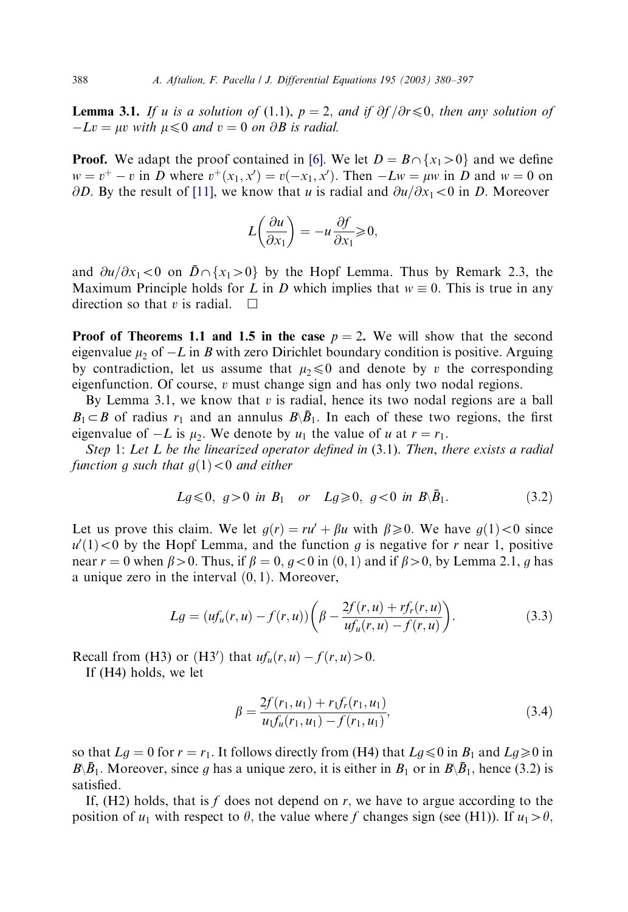**Lemma 3.1.** *If $u$ is a solution of* (1.1), $p = 2$, *and if $\partial f/\partial r \leqslant 0$, then any solution of $-Lv = \mu v$ with $\mu \leqslant 0$ and $v = 0$ on $\partial B$ is radial.*

**Proof.** We adapt the proof contained in [6]. We let $D = B \cap \{x_1 > 0\}$ and we define $w = v^+ - v$ in $D$ where $v^+(x_1, x') = v(-x_1, x')$. Then $-Lw = \mu w$ in $D$ and $w = 0$ on $\partial D$. By the result of [11], we know that $u$ is radial and $\partial u/\partial x_1 < 0$ in $D$. Moreover

$$L\left(\frac{\partial u}{\partial x_1}\right) = -u\frac{\partial f}{\partial x_1} \geqslant 0,$$

and $\partial u/\partial x_1 < 0$ on $\bar{D} \cap \{x_1 > 0\}$ by the Hopf Lemma. Thus by Remark 2.3, the Maximum Principle holds for $L$ in $D$ which implies that $w \equiv 0$. This is true in any direction so that $v$ is radial. $\square$

**Proof of Theorems 1.1 and 1.5 in the case $p = 2$.** We will show that the second eigenvalue $\mu_2$ of $-L$ in $B$ with zero Dirichlet boundary condition is positive. Arguing by contradiction, let us assume that $\mu_2 \leqslant 0$ and denote by $v$ the corresponding eigenfunction. Of course, $v$ must change sign and has only two nodal regions.

By Lemma 3.1, we know that $v$ is radial, hence its two nodal regions are a ball $B_1 \subset B$ of radius $r_1$ and an annulus $B \backslash \bar{B}_1$. In each of these two regions, the first eigenvalue of $-L$ is $\mu_2$. We denote by $u_1$ the value of $u$ at $r = r_1$.

*Step* 1: *Let $L$ be the linearized operator defined in* (3.1). *Then, there exists a radial function $g$ such that $g(1) < 0$ and either*

$$Lg \leqslant 0, \;\; g > 0 \;\; in \;\; B_1 \quad or \quad Lg \geqslant 0, \;\; g < 0 \;\; in \;\; B \backslash \bar{B}_1. \tag{3.2}$$

Let us prove this claim. We let $g(r) = ru' + \beta u$ with $\beta \geqslant 0$. We have $g(1) < 0$ since $u'(1) < 0$ by the Hopf Lemma, and the function $g$ is negative for $r$ near 1, positive near $r = 0$ when $\beta > 0$. Thus, if $\beta = 0$, $g < 0$ in $(0, 1)$ and if $\beta > 0$, by Lemma 2.1, $g$ has a unique zero in the interval $(0, 1)$. Moreover,

$$Lg = (uf_u(r, u) - f(r, u))\left(\beta - \frac{2f(r, u) + rf_r(r, u)}{uf_u(r, u) - f(r, u)}\right). \tag{3.3}$$

Recall from (H3) or (H3$'$) that $uf_u(r, u) - f(r, u) > 0$.

If (H4) holds, we let

$$\beta = \frac{2f(r_1, u_1) + r_1 f_r(r_1, u_1)}{u_1 f_u(r_1, u_1) - f(r_1, u_1)}, \tag{3.4}$$

so that $Lg = 0$ for $r = r_1$. It follows directly from (H4) that $Lg \leqslant 0$ in $B_1$ and $Lg \geqslant 0$ in $B \backslash \bar{B}_1$. Moreover, since $g$ has a unique zero, it is either in $B_1$ or in $B \backslash \bar{B}_1$, hence (3.2) is satisfied.

If, (H2) holds, that is $f$ does not depend on $r$, we have to argue according to the position of $u_1$ with respect to $\theta$, the value where $f$ changes sign (see (H1)). If $u_1 > \theta$,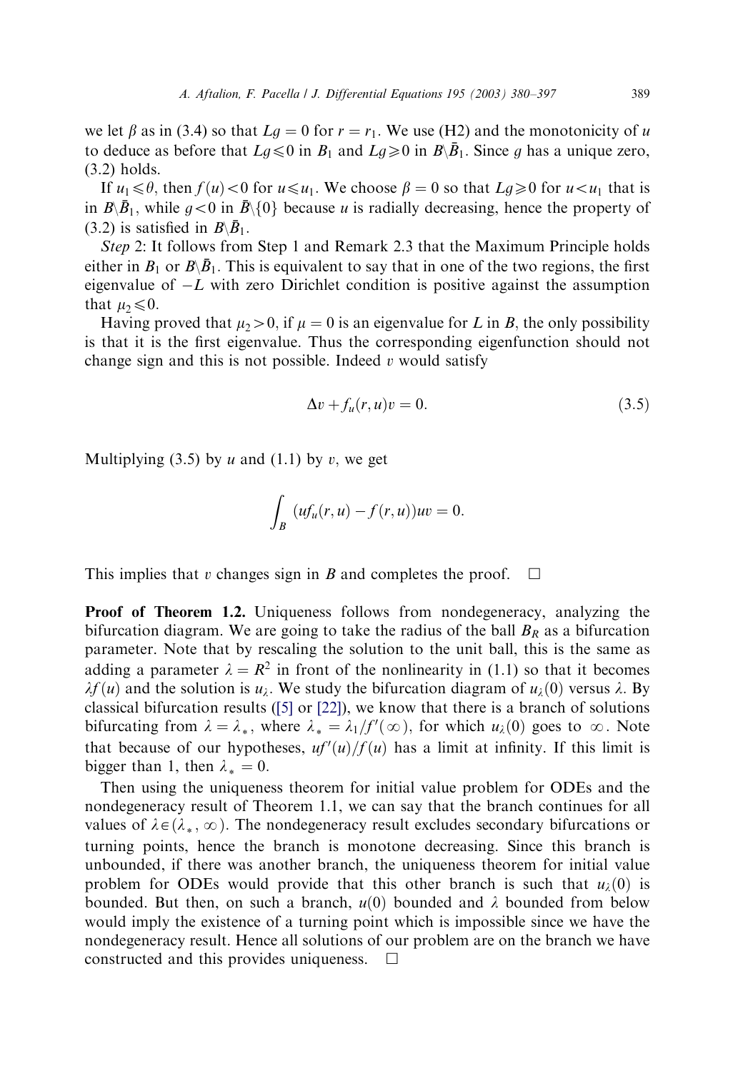we let $\beta$ as in (3.4) so that $Lg = 0$ for $r = r_1$. We use (H2) and the monotonicity of $u$ to deduce as before that $Lg \leqslant 0$ in $B_1$ and $Lg \geqslant 0$ in $B \backslash \bar{B}_1$. Since $g$ has a unique zero, (3.2) holds.

If $u_1 \leqslant \theta$, then $f(u) < 0$ for $u \leqslant u_1$. We choose $\beta = 0$ so that $Lg \geqslant 0$ for $u < u_1$ that is in $B \backslash \bar{B}_1$, while $g < 0$ in $\bar{B} \backslash \{0\}$ because $u$ is radially decreasing, hence the property of (3.2) is satisfied in $B \backslash \bar{B}_1$.

*Step* 2: It follows from Step 1 and Remark 2.3 that the Maximum Principle holds either in $B_1$ or $B \backslash \bar{B}_1$. This is equivalent to say that in one of the two regions, the first eigenvalue of $-L$ with zero Dirichlet condition is positive against the assumption that $\mu_2 \leqslant 0$.

Having proved that $\mu_2 > 0$, if $\mu = 0$ is an eigenvalue for $L$ in $B$, the only possibility is that it is the first eigenvalue. Thus the corresponding eigenfunction should not change sign and this is not possible. Indeed $v$ would satisfy

$$\Delta v + f_u(r, u)v = 0. \tag{3.5}$$

Multiplying (3.5) by $u$ and (1.1) by $v$, we get

$$\int_B (uf_u(r, u) - f(r, u))uv = 0.$$

This implies that $v$ changes sign in $B$ and completes the proof. $\square$

**Proof of Theorem 1.2.** Uniqueness follows from nondegeneracy, analyzing the bifurcation diagram. We are going to take the radius of the ball $B_R$ as a bifurcation parameter. Note that by rescaling the solution to the unit ball, this is the same as adding a parameter $\lambda = R^2$ in front of the nonlinearity in (1.1) so that it becomes $\lambda f(u)$ and the solution is $u_\lambda$. We study the bifurcation diagram of $u_\lambda(0)$ versus $\lambda$. By classical bifurcation results ([5] or [22]), we know that there is a branch of solutions bifurcating from $\lambda = \lambda_*$, where $\lambda_* = \lambda_1 / f'(\infty)$, for which $u_\lambda(0)$ goes to $\infty$. Note that because of our hypotheses, $uf'(u)/f(u)$ has a limit at infinity. If this limit is bigger than 1, then $\lambda_* = 0$.

Then using the uniqueness theorem for initial value problem for ODEs and the nondegeneracy result of Theorem 1.1, we can say that the branch continues for all values of $\lambda \in (\lambda_*, \infty)$. The nondegeneracy result excludes secondary bifurcations or turning points, hence the branch is monotone decreasing. Since this branch is unbounded, if there was another branch, the uniqueness theorem for initial value problem for ODEs would provide that this other branch is such that $u_\lambda(0)$ is bounded. But then, on such a branch, $u(0)$ bounded and $\lambda$ bounded from below would imply the existence of a turning point which is impossible since we have the nondegeneracy result. Hence all solutions of our problem are on the branch we have constructed and this provides uniqueness. $\square$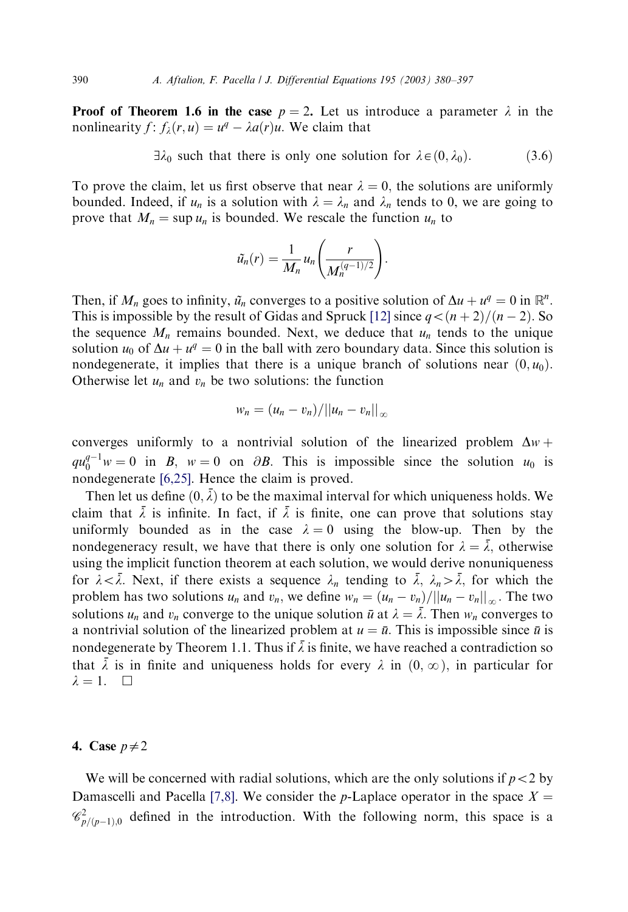**Proof of Theorem 1.6 in the case** $p = 2$. Let us introduce a parameter $\lambda$ in the nonlinearity $f$: $f_\lambda(r, u) = u^q - \lambda a(r) u$. We claim that

$$\exists \lambda_0 \text{ such that there is only one solution for } \lambda \in (0, \lambda_0). \tag{3.6}$$

To prove the claim, let us first observe that near $\lambda = 0$, the solutions are uniformly bounded. Indeed, if $u_n$ is a solution with $\lambda = \lambda_n$ and $\lambda_n$ tends to 0, we are going to prove that $M_n = \sup u_n$ is bounded. We rescale the function $u_n$ to

$$\tilde{u}_n(r) = \frac{1}{M_n} u_n\left(\frac{r}{M_n^{(q-1)/2}}\right).$$

Then, if $M_n$ goes to infinity, $\tilde{u}_n$ converges to a positive solution of $\Delta u + u^q = 0$ in $\mathbb{R}^n$. This is impossible by the result of Gidas and Spruck [12] since $q < (n+2)/(n-2)$. So the sequence $M_n$ remains bounded. Next, we deduce that $u_n$ tends to the unique solution $u_0$ of $\Delta u + u^q = 0$ in the ball with zero boundary data. Since this solution is nondegenerate, it implies that there is a unique branch of solutions near $(0, u_0)$. Otherwise let $u_n$ and $v_n$ be two solutions: the function

$$w_n = (u_n - v_n)/||u_n - v_n||_\infty$$

converges uniformly to a nontrivial solution of the linearized problem $\Delta w + q u_0^{q-1} w = 0$ in $B$, $w = 0$ on $\partial B$. This is impossible since the solution $u_0$ is nondegenerate [6,25]. Hence the claim is proved.

Then let us define $(0, \bar{\lambda})$ to be the maximal interval for which uniqueness holds. We claim that $\bar{\lambda}$ is infinite. In fact, if $\bar{\lambda}$ is finite, one can prove that solutions stay uniformly bounded as in the case $\lambda = 0$ using the blow-up. Then by the nondegeneracy result, we have that there is only one solution for $\lambda = \bar{\lambda}$, otherwise using the implicit function theorem at each solution, we would derive nonuniqueness for $\lambda < \bar{\lambda}$. Next, if there exists a sequence $\lambda_n$ tending to $\bar{\lambda}$, $\lambda_n > \bar{\lambda}$, for which the problem has two solutions $u_n$ and $v_n$, we define $w_n = (u_n - v_n)/||u_n - v_n||_\infty$. The two solutions $u_n$ and $v_n$ converge to the unique solution $\bar{u}$ at $\lambda = \bar{\lambda}$. Then $w_n$ converges to a nontrivial solution of the linearized problem at $u = \bar{u}$. This is impossible since $\bar{u}$ is nondegenerate by Theorem 1.1. Thus if $\bar{\lambda}$ is finite, we have reached a contradiction so that $\bar{\lambda}$ is in finite and uniqueness holds for every $\lambda$ in $(0, \infty)$, in particular for $\lambda = 1$. $\square$

## 4. Case $p \neq 2$

We will be concerned with radial solutions, which are the only solutions if $p < 2$ by Damascelli and Pacella [7,8]. We consider the $p$-Laplace operator in the space $X = \mathscr{C}^2_{p/(p-1),0}$ defined in the introduction. With the following norm, this space is a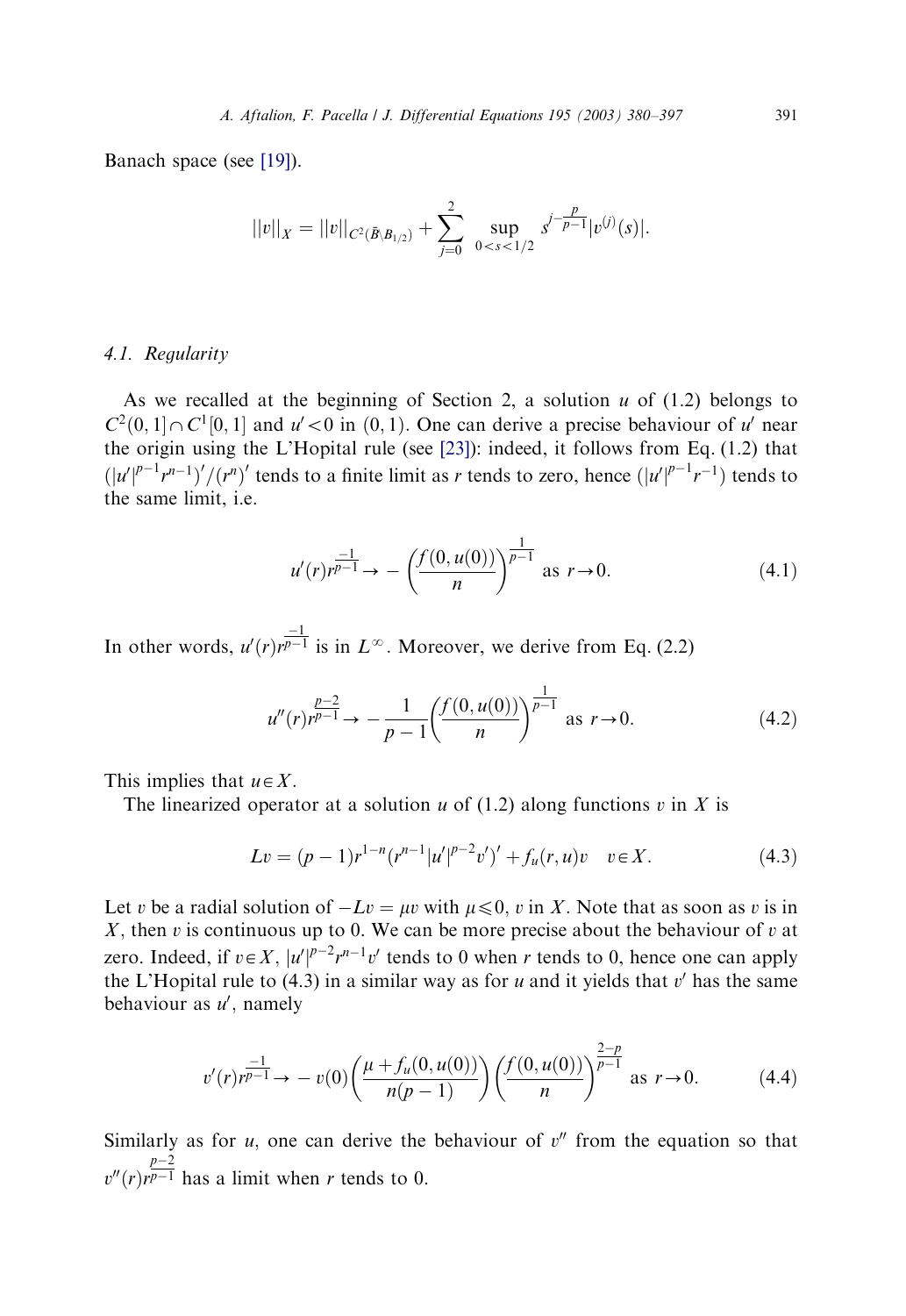Banach space (see [19]).

$$||v||_X = ||v||_{C^2(\bar{B}\setminus B_{1/2})} + \sum_{j=0}^{2} \sup_{0<s<1/2} s^{j-\frac{p}{p-1}} |v^{(j)}(s)|.$$

### 4.1. Regularity

As we recalled at the beginning of Section 2, a solution $u$ of (1.2) belongs to $C^2(0,1] \cap C^1[0,1]$ and $u' < 0$ in $(0,1)$. One can derive a precise behaviour of $u'$ near the origin using the L'Hopital rule (see [23]): indeed, it follows from Eq. (1.2) that $(|u'|^{p-1} r^{n-1})'/(r^n)'$ tends to a finite limit as $r$ tends to zero, hence $(|u'|^{p-1} r^{-1})$ tends to the same limit, i.e.

$$u'(r) r^{\frac{-1}{p-1}} \to -\left(\frac{f(0,u(0))}{n}\right)^{\frac{1}{p-1}} \text{ as } r \to 0. \tag{4.1}$$

In other words, $u'(r) r^{\frac{-1}{p-1}}$ is in $L^\infty$. Moreover, we derive from Eq. (2.2)

$$u''(r) r^{\frac{p-2}{p-1}} \to -\frac{1}{p-1}\left(\frac{f(0,u(0))}{n}\right)^{\frac{1}{p-1}} \text{ as } r \to 0. \tag{4.2}$$

This implies that $u \in X$.

The linearized operator at a solution $u$ of (1.2) along functions $v$ in $X$ is

$$Lv = (p-1) r^{1-n} (r^{n-1} |u'|^{p-2} v')' + f_u(r,u) v \quad v \in X. \tag{4.3}$$

Let $v$ be a radial solution of $-Lv = \mu v$ with $\mu \leqslant 0$, $v$ in $X$. Note that as soon as $v$ is in $X$, then $v$ is continuous up to 0. We can be more precise about the behaviour of $v$ at zero. Indeed, if $v \in X$, $|u'|^{p-2} r^{n-1} v'$ tends to 0 when $r$ tends to 0, hence one can apply the L'Hopital rule to (4.3) in a similar way as for $u$ and it yields that $v'$ has the same behaviour as $u'$, namely

$$v'(r) r^{\frac{-1}{p-1}} \to -v(0)\left(\frac{\mu + f_u(0,u(0))}{n(p-1)}\right)\left(\frac{f(0,u(0))}{n}\right)^{\frac{2-p}{p-1}} \text{ as } r \to 0. \tag{4.4}$$

Similarly as for $u$, one can derive the behaviour of $v''$ from the equation so that $v''(r) r^{\frac{p-2}{p-1}}$ has a limit when $r$ tends to 0.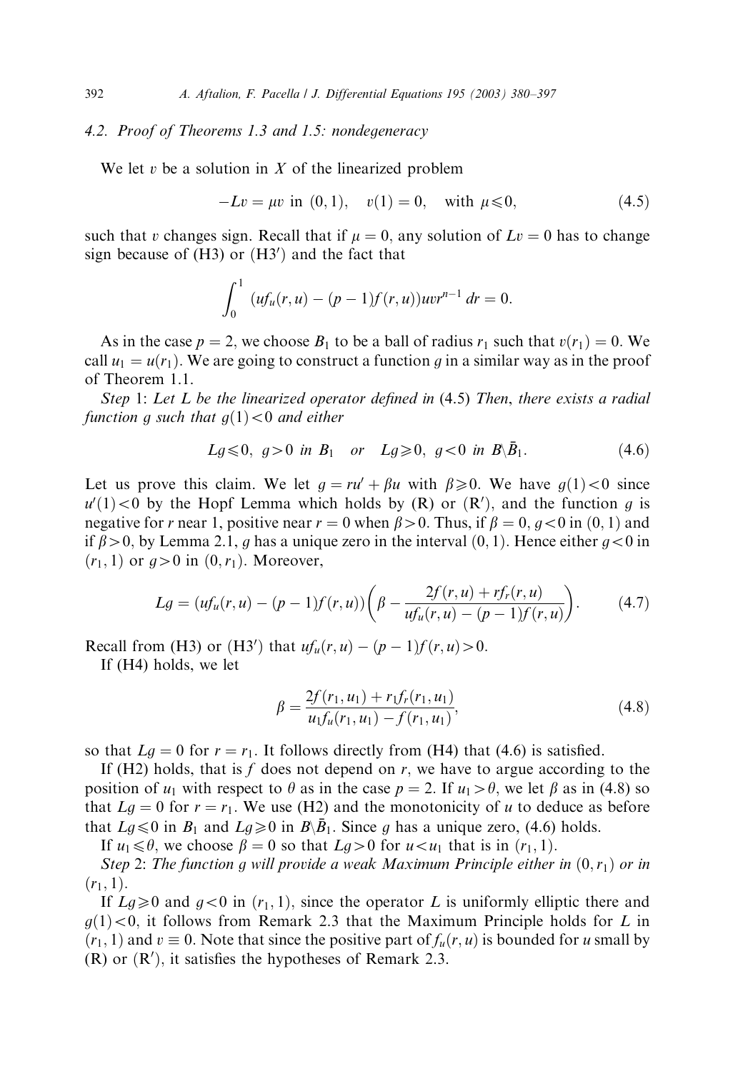### 4.2. Proof of Theorems 1.3 and 1.5: nondegeneracy

We let $v$ be a solution in $X$ of the linearized problem

$$-Lv = \mu v \text{ in } (0,1), \quad v(1) = 0, \quad \text{with } \mu \leqslant 0, \tag{4.5}$$

such that $v$ changes sign. Recall that if $\mu = 0$, any solution of $Lv = 0$ has to change sign because of (H3) or (H3$'$) and the fact that

$$\int_0^1 (uf_u(r,u) - (p-1)f(r,u))uvr^{n-1}\,dr = 0.$$

As in the case $p = 2$, we choose $B_1$ to be a ball of radius $r_1$ such that $v(r_1) = 0$. We call $u_1 = u(r_1)$. We are going to construct a function $g$ in a similar way as in the proof of Theorem 1.1.

*Step* 1: *Let $L$ be the linearized operator defined in* (4.5) *Then, there exists a radial function $g$ such that $g(1) < 0$ and either*

$$Lg \leqslant 0, \; g > 0 \text{ in } B_1 \quad \text{or} \quad Lg \geqslant 0, \; g < 0 \text{ in } B \backslash \bar{B}_1. \tag{4.6}$$

Let us prove this claim. We let $g = ru' + \beta u$ with $\beta \geqslant 0$. We have $g(1) < 0$ since $u'(1) < 0$ by the Hopf Lemma which holds by (R) or (R$'$), and the function $g$ is negative for $r$ near 1, positive near $r = 0$ when $\beta > 0$. Thus, if $\beta = 0$, $g < 0$ in $(0,1)$ and if $\beta > 0$, by Lemma 2.1, $g$ has a unique zero in the interval $(0,1)$. Hence either $g < 0$ in $(r_1, 1)$ or $g > 0$ in $(0, r_1)$. Moreover,

$$Lg = (uf_u(r,u) - (p-1)f(r,u))\left(\beta - \frac{2f(r,u) + rf_r(r,u)}{uf_u(r,u) - (p-1)f(r,u)}\right). \tag{4.7}$$

Recall from (H3) or (H3$'$) that $uf_u(r,u) - (p-1)f(r,u) > 0$.

If (H4) holds, we let

$$\beta = \frac{2f(r_1,u_1) + r_1 f_r(r_1,u_1)}{u_1 f_u(r_1,u_1) - f(r_1,u_1)}, \tag{4.8}$$

so that $Lg = 0$ for $r = r_1$. It follows directly from (H4) that (4.6) is satisfied.

If (H2) holds, that is $f$ does not depend on $r$, we have to argue according to the position of $u_1$ with respect to $\theta$ as in the case $p = 2$. If $u_1 > \theta$, we let $\beta$ as in (4.8) so that $Lg = 0$ for $r = r_1$. We use (H2) and the monotonicity of $u$ to deduce as before that $Lg \leqslant 0$ in $B_1$ and $Lg \geqslant 0$ in $B \backslash \bar{B}_1$. Since $g$ has a unique zero, (4.6) holds.

If $u_1 \leqslant \theta$, we choose $\beta = 0$ so that $Lg > 0$ for $u < u_1$ that is in $(r_1, 1)$.

*Step* 2: *The function $g$ will provide a weak Maximum Principle either in $(0, r_1)$ or in $(r_1, 1)$.*

If $Lg \geqslant 0$ and $g < 0$ in $(r_1, 1)$, since the operator $L$ is uniformly elliptic there and $g(1) < 0$, it follows from Remark 2.3 that the Maximum Principle holds for $L$ in $(r_1, 1)$ and $v \equiv 0$. Note that since the positive part of $f_u(r,u)$ is bounded for $u$ small by (R) or (R$'$), it satisfies the hypotheses of Remark 2.3.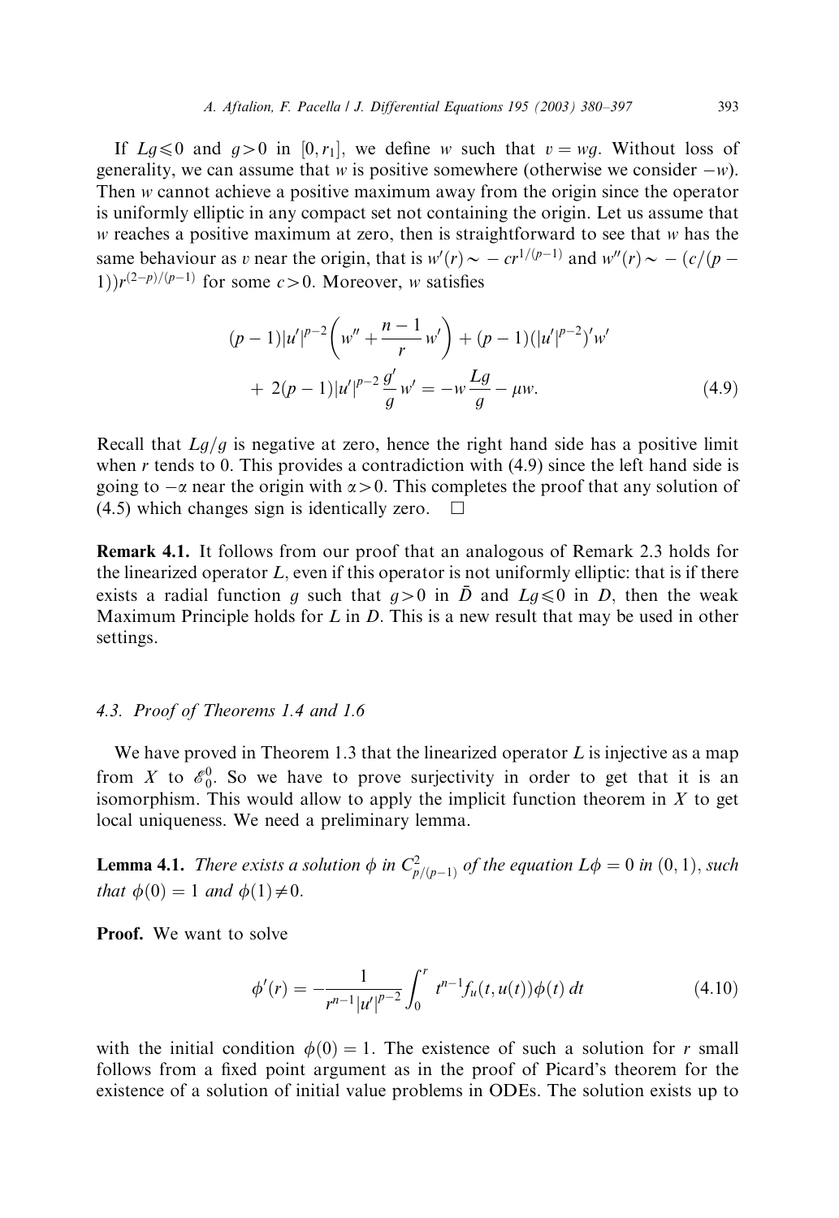If $Lg \leqslant 0$ and $g > 0$ in $[0, r_1]$, we define $w$ such that $v = wg$. Without loss of generality, we can assume that $w$ is positive somewhere (otherwise we consider $-w$). Then $w$ cannot achieve a positive maximum away from the origin since the operator is uniformly elliptic in any compact set not containing the origin. Let us assume that $w$ reaches a positive maximum at zero, then is straightforward to see that $w$ has the same behaviour as $v$ near the origin, that is $w'(r) \sim -cr^{1/(p-1)}$ and $w''(r) \sim -(c/(p-1))r^{(2-p)/(p-1)}$ for some $c > 0$. Moreover, $w$ satisfies

$$
\begin{aligned}
(p-1)|u'|^{p-2}\left(w'' + \frac{n-1}{r}w'\right) + (p-1)(|u'|^{p-2})'w' \\
+ 2(p-1)|u'|^{p-2}\frac{g'}{g}w' = -w\frac{Lg}{g} - \mu w. \qquad (4.9)
\end{aligned}
$$

Recall that $Lg/g$ is negative at zero, hence the right hand side has a positive limit when $r$ tends to 0. This provides a contradiction with (4.9) since the left hand side is going to $-\alpha$ near the origin with $\alpha > 0$. This completes the proof that any solution of (4.5) which changes sign is identically zero. $\square$

**Remark 4.1.** It follows from our proof that an analogous of Remark 2.3 holds for the linearized operator $L$, even if this operator is not uniformly elliptic: that is if there exists a radial function $g$ such that $g > 0$ in $\bar{D}$ and $Lg \leqslant 0$ in $D$, then the weak Maximum Principle holds for $L$ in $D$. This is a new result that may be used in other settings.

### 4.3. Proof of Theorems 1.4 and 1.6

We have proved in Theorem 1.3 that the linearized operator $L$ is injective as a map from $X$ to $\mathscr{E}_0^0$. So we have to prove surjectivity in order to get that it is an isomorphism. This would allow to apply the implicit function theorem in $X$ to get local uniqueness. We need a preliminary lemma.

**Lemma 4.1.** *There exists a solution $\phi$ in $C^2_{p/(p-1)}$ of the equation $L\phi = 0$ in $(0,1)$, such that $\phi(0) = 1$ and $\phi(1) \neq 0$.*

**Proof.** We want to solve

$$
\phi'(r) = -\frac{1}{r^{n-1}|u'|^{p-2}}\int_0^r t^{n-1} f_u(t, u(t))\phi(t)\, dt \qquad (4.10)
$$

with the initial condition $\phi(0) = 1$. The existence of such a solution for $r$ small follows from a fixed point argument as in the proof of Picard's theorem for the existence of a solution of initial value problems in ODEs. The solution exists up to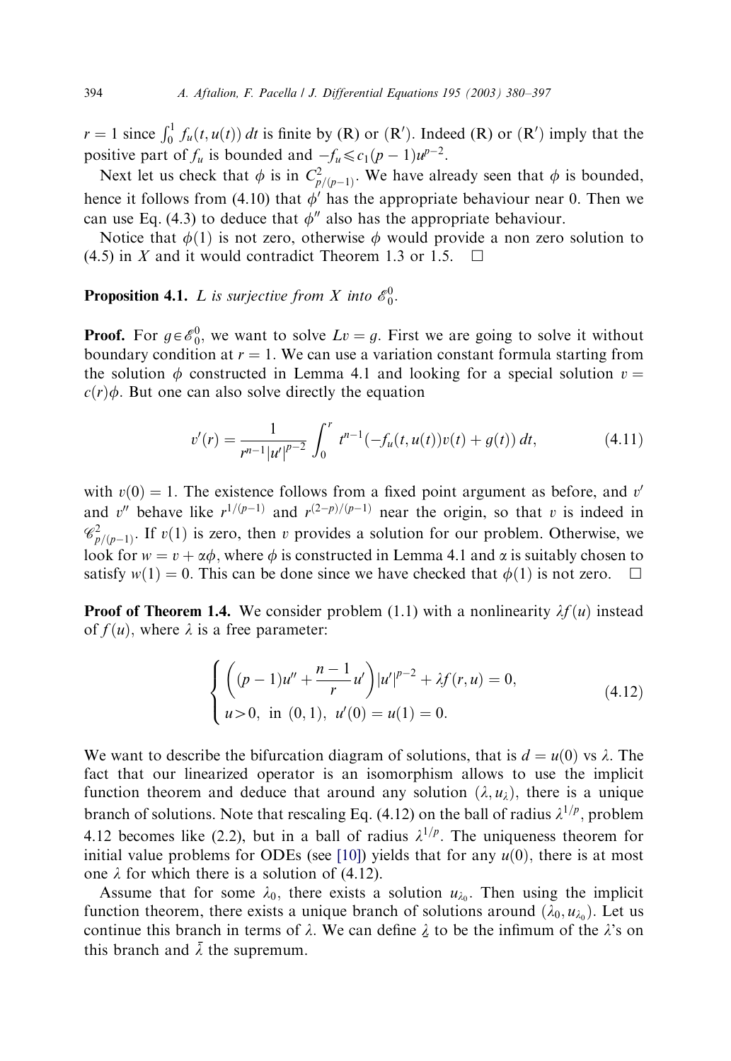$r = 1$ since $\int_0^1 f_u(t, u(t))\, dt$ is finite by (R) or (R′). Indeed (R) or (R′) imply that the positive part of $f_u$ is bounded and $-f_u \leqslant c_1(p-1)u^{p-2}$.

Next let us check that $\phi$ is in $C^2_{p/(p-1)}$. We have already seen that $\phi$ is bounded, hence it follows from (4.10) that $\phi'$ has the appropriate behaviour near 0. Then we can use Eq. (4.3) to deduce that $\phi''$ also has the appropriate behaviour.

Notice that $\phi(1)$ is not zero, otherwise $\phi$ would provide a non zero solution to (4.5) in $X$ and it would contradict Theorem 1.3 or 1.5. $\square$

**Proposition 4.1.** *$L$ is surjective from $X$ into $\mathscr{E}^0_0$.*

**Proof.** For $g \in \mathscr{E}^0_0$, we want to solve $Lv = g$. First we are going to solve it without boundary condition at $r = 1$. We can use a variation constant formula starting from the solution $\phi$ constructed in Lemma 4.1 and looking for a special solution $v = c(r)\phi$. But one can also solve directly the equation

$$v'(r) = \frac{1}{r^{n-1}|u'|^{p-2}} \int_0^r t^{n-1}(-f_u(t, u(t))v(t) + g(t))\, dt, \tag{4.11}$$

with $v(0) = 1$. The existence follows from a fixed point argument as before, and $v'$ and $v''$ behave like $r^{1/(p-1)}$ and $r^{(2-p)/(p-1)}$ near the origin, so that $v$ is indeed in $\mathscr{C}^2_{p/(p-1)}$. If $v(1)$ is zero, then $v$ provides a solution for our problem. Otherwise, we look for $w = v + \alpha\phi$, where $\phi$ is constructed in Lemma 4.1 and $\alpha$ is suitably chosen to satisfy $w(1) = 0$. This can be done since we have checked that $\phi(1)$ is not zero. $\square$

**Proof of Theorem 1.4.** We consider problem (1.1) with a nonlinearity $\lambda f(u)$ instead of $f(u)$, where $\lambda$ is a free parameter:

$$\begin{cases} \left((p-1)u'' + \dfrac{n-1}{r}u'\right)|u'|^{p-2} + \lambda f(r, u) = 0, \\ u > 0, \text{ in } (0, 1), \ u'(0) = u(1) = 0. \end{cases} \tag{4.12}$$

We want to describe the bifurcation diagram of solutions, that is $d = u(0)$ vs $\lambda$. The fact that our linearized operator is an isomorphism allows to use the implicit function theorem and deduce that around any solution $(\lambda, u_\lambda)$, there is a unique branch of solutions. Note that rescaling Eq. (4.12) on the ball of radius $\lambda^{1/p}$, problem 4.12 becomes like (2.2), but in a ball of radius $\lambda^{1/p}$. The uniqueness theorem for initial value problems for ODEs (see [10]) yields that for any $u(0)$, there is at most one $\lambda$ for which there is a solution of (4.12).

Assume that for some $\lambda_0$, there exists a solution $u_{\lambda_0}$. Then using the implicit function theorem, there exists a unique branch of solutions around $(\lambda_0, u_{\lambda_0})$. Let us continue this branch in terms of $\lambda$. We can define $\underline{\lambda}$ to be the infimum of the $\lambda$'s on this branch and $\bar{\lambda}$ the supremum.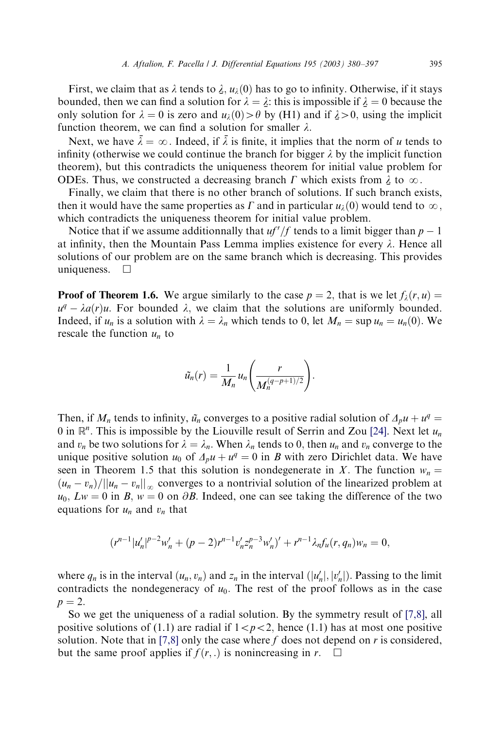First, we claim that as $\lambda$ tends to $\underline{\lambda}$, $u_\lambda(0)$ has to go to infinity. Otherwise, if it stays bounded, then we can find a solution for $\lambda = \underline{\lambda}$: this is impossible if $\underline{\lambda} = 0$ because the only solution for $\lambda = 0$ is zero and $u_\lambda(0) > \theta$ by (H1) and if $\underline{\lambda} > 0$, using the implicit function theorem, we can find a solution for smaller $\lambda$.

Next, we have $\bar{\lambda} = \infty$. Indeed, if $\bar{\lambda}$ is finite, it implies that the norm of $u$ tends to infinity (otherwise we could continue the branch for bigger $\lambda$ by the implicit function theorem), but this contradicts the uniqueness theorem for initial value problem for ODEs. Thus, we constructed a decreasing branch $\Gamma$ which exists from $\underline{\lambda}$ to $\infty$.

Finally, we claim that there is no other branch of solutions. If such branch exists, then it would have the same properties as $\Gamma$ and in particular $u_\lambda(0)$ would tend to $\infty$, which contradicts the uniqueness theorem for initial value problem.

Notice that if we assume additionnally that $uf'/f$ tends to a limit bigger than $p-1$ at infinity, then the Mountain Pass Lemma implies existence for every $\lambda$. Hence all solutions of our problem are on the same branch which is decreasing. This provides uniqueness. $\square$

**Proof of Theorem 1.6.** We argue similarly to the case $p = 2$, that is we let $f_\lambda(r, u) = u^q - \lambda a(r)u$. For bounded $\lambda$, we claim that the solutions are uniformly bounded. Indeed, if $u_n$ is a solution with $\lambda = \lambda_n$ which tends to 0, let $M_n = \sup u_n = u_n(0)$. We rescale the function $u_n$ to

$$\tilde{u}_n(r) = \frac{1}{M_n} u_n\left(\frac{r}{M_n^{(q-p+1)/2}}\right).$$

Then, if $M_n$ tends to infinity, $\tilde{u}_n$ converges to a positive radial solution of $\Delta_p u + u^q = 0$ in $\mathbb{R}^n$. This is impossible by the Liouville result of Serrin and Zou [24]. Next let $u_n$ and $v_n$ be two solutions for $\lambda = \lambda_n$. When $\lambda_n$ tends to 0, then $u_n$ and $v_n$ converge to the unique positive solution $u_0$ of $\Delta_p u + u^q = 0$ in $B$ with zero Dirichlet data. We have seen in Theorem 1.5 that this solution is nondegenerate in $X$. The function $w_n = (u_n - v_n)/||u_n - v_n||_\infty$ converges to a nontrivial solution of the linearized problem at $u_0$, $Lw = 0$ in $B$, $w = 0$ on $\partial B$. Indeed, one can see taking the difference of the two equations for $u_n$ and $v_n$ that

$$(r^{n-1}|u_n'|^{p-2}w_n' + (p-2)r^{n-1}v_n' z_n^{p-3} w_n')' + r^{n-1}\lambda_n f_u(r, q_n) w_n = 0,$$

where $q_n$ is in the interval $(u_n, v_n)$ and $z_n$ in the interval $(|u_n'|, |v_n'|)$. Passing to the limit contradicts the nondegeneracy of $u_0$. The rest of the proof follows as in the case $p = 2$.

So we get the uniqueness of a radial solution. By the symmetry result of [7,8], all positive solutions of (1.1) are radial if $1 < p < 2$, hence (1.1) has at most one positive solution. Note that in [7,8] only the case where $f$ does not depend on $r$ is considered, but the same proof applies if $f(r, .)$ is nonincreasing in $r$. $\square$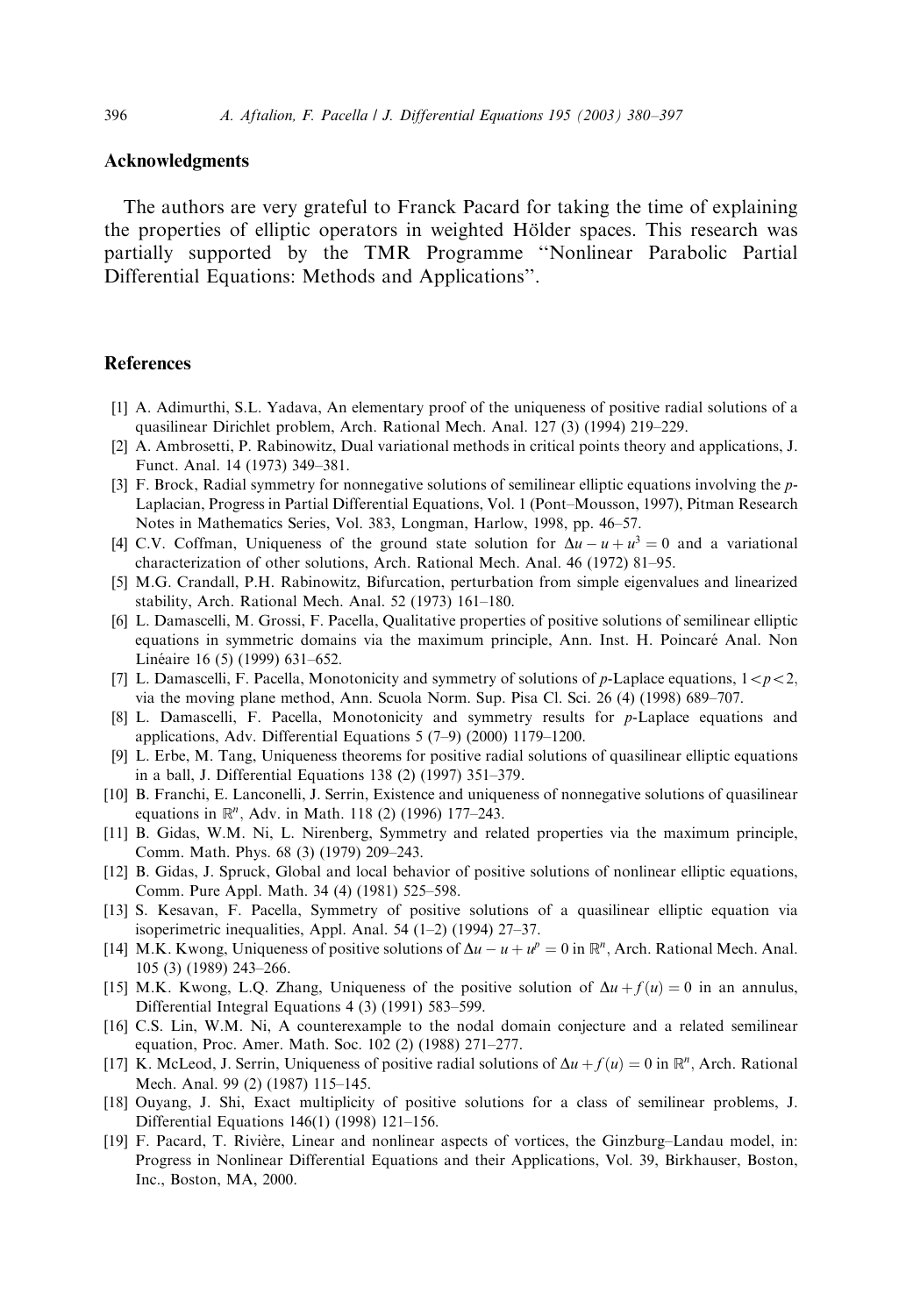## Acknowledgments

The authors are very grateful to Franck Pacard for taking the time of explaining the properties of elliptic operators in weighted Hölder spaces. This research was partially supported by the TMR Programme "Nonlinear Parabolic Partial Differential Equations: Methods and Applications".

## References

[1] A. Adimurthi, S.L. Yadava, An elementary proof of the uniqueness of positive radial solutions of a quasilinear Dirichlet problem, Arch. Rational Mech. Anal. 127 (3) (1994) 219–229.

[2] A. Ambrosetti, P. Rabinowitz, Dual variational methods in critical points theory and applications, J. Funct. Anal. 14 (1973) 349–381.

[3] F. Brock, Radial symmetry for nonnegative solutions of semilinear elliptic equations involving the $p$-Laplacian, Progress in Partial Differential Equations, Vol. 1 (Pont–Mousson, 1997), Pitman Research Notes in Mathematics Series, Vol. 383, Longman, Harlow, 1998, pp. 46–57.

[4] C.V. Coffman, Uniqueness of the ground state solution for $\Delta u - u + u^3 = 0$ and a variational characterization of other solutions, Arch. Rational Mech. Anal. 46 (1972) 81–95.

[5] M.G. Crandall, P.H. Rabinowitz, Bifurcation, perturbation from simple eigenvalues and linearized stability, Arch. Rational Mech. Anal. 52 (1973) 161–180.

[6] L. Damascelli, M. Grossi, F. Pacella, Qualitative properties of positive solutions of semilinear elliptic equations in symmetric domains via the maximum principle, Ann. Inst. H. Poincaré Anal. Non Linéaire 16 (5) (1999) 631–652.

[7] L. Damascelli, F. Pacella, Monotonicity and symmetry of solutions of $p$-Laplace equations, $1<p<2$, via the moving plane method, Ann. Scuola Norm. Sup. Pisa Cl. Sci. 26 (4) (1998) 689–707.

[8] L. Damascelli, F. Pacella, Monotonicity and symmetry results for $p$-Laplace equations and applications, Adv. Differential Equations 5 (7–9) (2000) 1179–1200.

[9] L. Erbe, M. Tang, Uniqueness theorems for positive radial solutions of quasilinear elliptic equations in a ball, J. Differential Equations 138 (2) (1997) 351–379.

[10] B. Franchi, E. Lanconelli, J. Serrin, Existence and uniqueness of nonnegative solutions of quasilinear equations in $\mathbb{R}^n$, Adv. in Math. 118 (2) (1996) 177–243.

[11] B. Gidas, W.M. Ni, L. Nirenberg, Symmetry and related properties via the maximum principle, Comm. Math. Phys. 68 (3) (1979) 209–243.

[12] B. Gidas, J. Spruck, Global and local behavior of positive solutions of nonlinear elliptic equations, Comm. Pure Appl. Math. 34 (4) (1981) 525–598.

[13] S. Kesavan, F. Pacella, Symmetry of positive solutions of a quasilinear elliptic equation via isoperimetric inequalities, Appl. Anal. 54 (1–2) (1994) 27–37.

[14] M.K. Kwong, Uniqueness of positive solutions of $\Delta u - u + u^p = 0$ in $\mathbb{R}^n$, Arch. Rational Mech. Anal. 105 (3) (1989) 243–266.

[15] M.K. Kwong, L.Q. Zhang, Uniqueness of the positive solution of $\Delta u + f(u) = 0$ in an annulus, Differential Integral Equations 4 (3) (1991) 583–599.

[16] C.S. Lin, W.M. Ni, A counterexample to the nodal domain conjecture and a related semilinear equation, Proc. Amer. Math. Soc. 102 (2) (1988) 271–277.

[17] K. McLeod, J. Serrin, Uniqueness of positive radial solutions of $\Delta u + f(u) = 0$ in $\mathbb{R}^n$, Arch. Rational Mech. Anal. 99 (2) (1987) 115–145.

[18] Ouyang, J. Shi, Exact multiplicity of positive solutions for a class of semilinear problems, J. Differential Equations 146(1) (1998) 121–156.

[19] F. Pacard, T. Rivière, Linear and nonlinear aspects of vortices, the Ginzburg–Landau model, in: Progress in Nonlinear Differential Equations and their Applications, Vol. 39, Birkhauser, Boston, Inc., Boston, MA, 2000.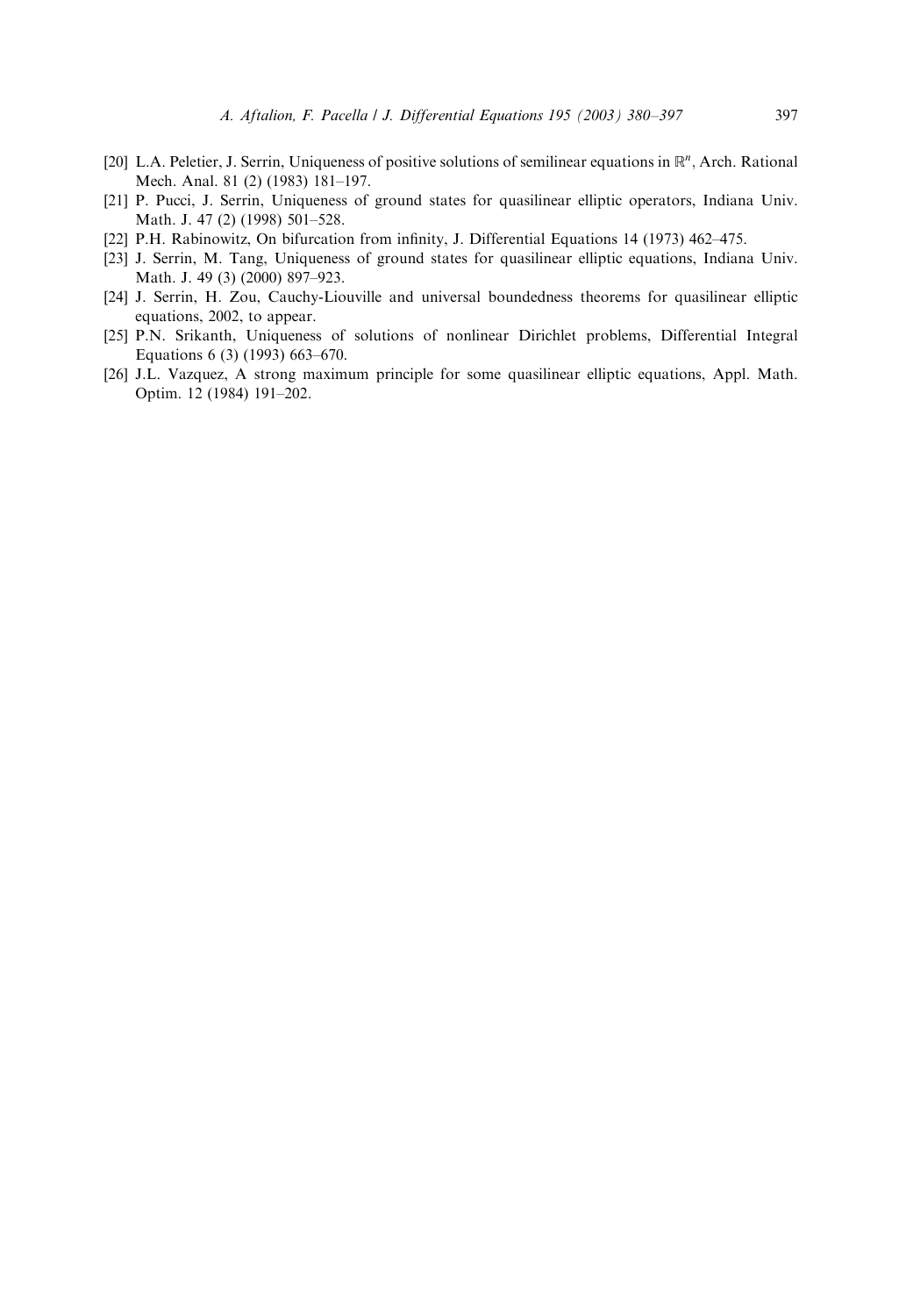[20] L.A. Peletier, J. Serrin, Uniqueness of positive solutions of semilinear equations in $\mathbb{R}^n$, Arch. Rational Mech. Anal. 81 (2) (1983) 181–197.

[21] P. Pucci, J. Serrin, Uniqueness of ground states for quasilinear elliptic operators, Indiana Univ. Math. J. 47 (2) (1998) 501–528.

[22] P.H. Rabinowitz, On bifurcation from infinity, J. Differential Equations 14 (1973) 462–475.

[23] J. Serrin, M. Tang, Uniqueness of ground states for quasilinear elliptic equations, Indiana Univ. Math. J. 49 (3) (2000) 897–923.

[24] J. Serrin, H. Zou, Cauchy-Liouville and universal boundedness theorems for quasilinear elliptic equations, 2002, to appear.

[25] P.N. Srikanth, Uniqueness of solutions of nonlinear Dirichlet problems, Differential Integral Equations 6 (3) (1993) 663–670.

[26] J.L. Vazquez, A strong maximum principle for some quasilinear elliptic equations, Appl. Math. Optim. 12 (1984) 191–202.